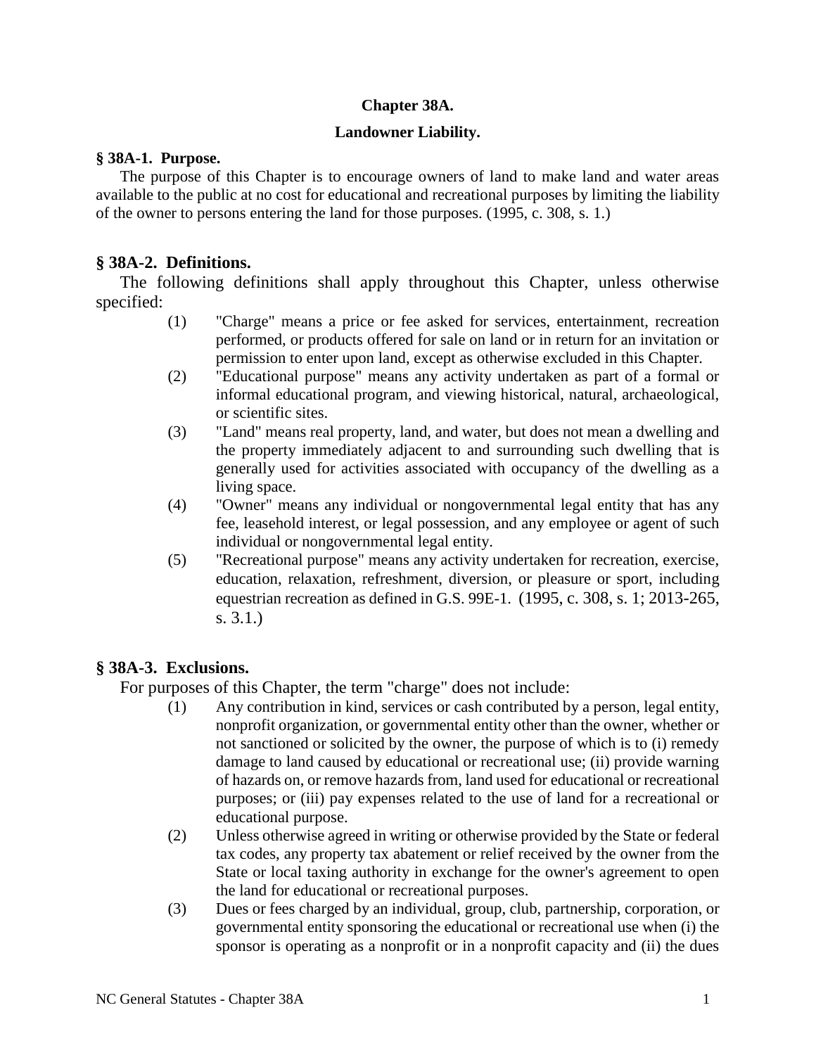# Chapter 38A.

# Landowner Liability.

### § 38A-1. Purpose.

The purpose of this Chapter is to encourage owners of land to make land and water areas available to the public at no cost for educational and recreational purposes by limiting the liability of the owner to persons entering the land for those purposes. (1995, c. 308, s. 1.)

### § 38A-2. Definitions.

The following definitions shall apply throughout this Chapter, unless otherwise specified:

(1) "Charge" means a price or fee asked for services, entertainment, recreation performed, or products offered for sale on land or in return for an invitation or permission to enter upon land, except as otherwise excluded in this Chapter.

(2) "Educational purpose" means any activity undertaken as part of a formal or informal educational program, and viewing historical, natural, archaeological, or scientific sites.

(3) "Land" means real property, land, and water, but does not mean a dwelling and the property immediately adjacent to and surrounding such dwelling that is generally used for activities associated with occupancy of the dwelling as a living space.

(4) "Owner" means any individual or nongovernmental legal entity that has any fee, leasehold interest, or legal possession, and any employee or agent of such individual or nongovernmental legal entity.

(5) "Recreational purpose" means any activity undertaken for recreation, exercise, education, relaxation, refreshment, diversion, or pleasure or sport, including equestrian recreation as defined in G.S. 99E-1. (1995, c. 308, s. 1; 2013-265, s. 3.1.)

### § 38A-3. Exclusions.

For purposes of this Chapter, the term "charge" does not include:

(1) Any contribution in kind, services or cash contributed by a person, legal entity, nonprofit organization, or governmental entity other than the owner, whether or not sanctioned or solicited by the owner, the purpose of which is to (i) remedy damage to land caused by educational or recreational use; (ii) provide warning of hazards on, or remove hazards from, land used for educational or recreational purposes; or (iii) pay expenses related to the use of land for a recreational or educational purpose.

(2) Unless otherwise agreed in writing or otherwise provided by the State or federal tax codes, any property tax abatement or relief received by the owner from the State or local taxing authority in exchange for the owner's agreement to open the land for educational or recreational purposes.

(3) Dues or fees charged by an individual, group, club, partnership, corporation, or governmental entity sponsoring the educational or recreational use when (i) the sponsor is operating as a nonprofit or in a nonprofit capacity and (ii) the dues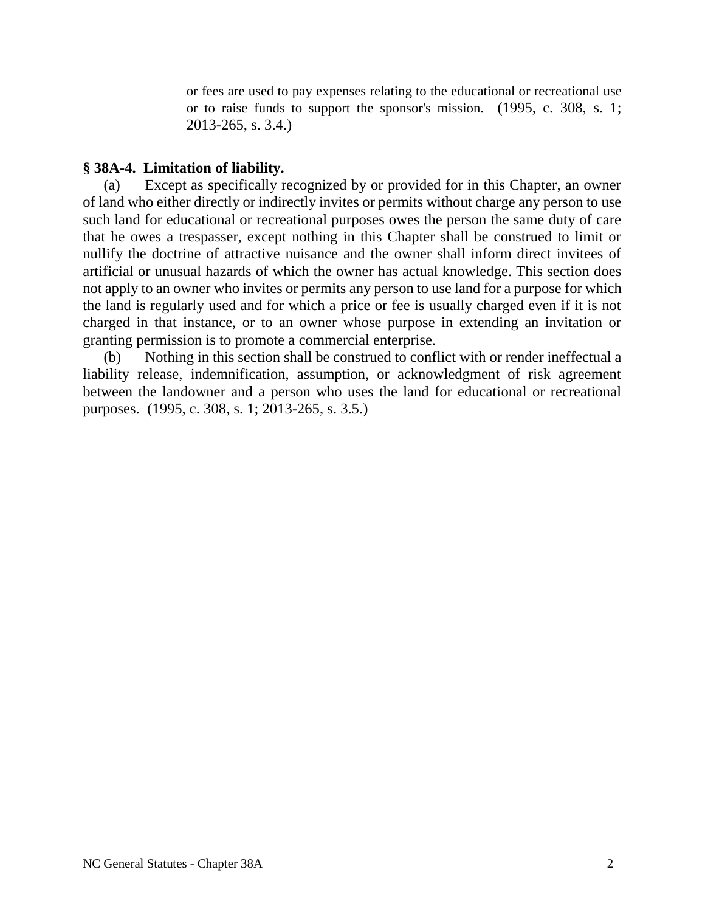or fees are used to pay expenses relating to the educational or recreational use or to raise funds to support the sponsor's mission. (1995, c. 308, s. 1; 2013-265, s. 3.4.)

**§ 38A-4. Limitation of liability.**

(a) Except as specifically recognized by or provided for in this Chapter, an owner of land who either directly or indirectly invites or permits without charge any person to use such land for educational or recreational purposes owes the person the same duty of care that he owes a trespasser, except nothing in this Chapter shall be construed to limit or nullify the doctrine of attractive nuisance and the owner shall inform direct invitees of artificial or unusual hazards of which the owner has actual knowledge. This section does not apply to an owner who invites or permits any person to use land for a purpose for which the land is regularly used and for which a price or fee is usually charged even if it is not charged in that instance, or to an owner whose purpose in extending an invitation or granting permission is to promote a commercial enterprise.

(b) Nothing in this section shall be construed to conflict with or render ineffectual a liability release, indemnification, assumption, or acknowledgment of risk agreement between the landowner and a person who uses the land for educational or recreational purposes. (1995, c. 308, s. 1; 2013-265, s. 3.5.)